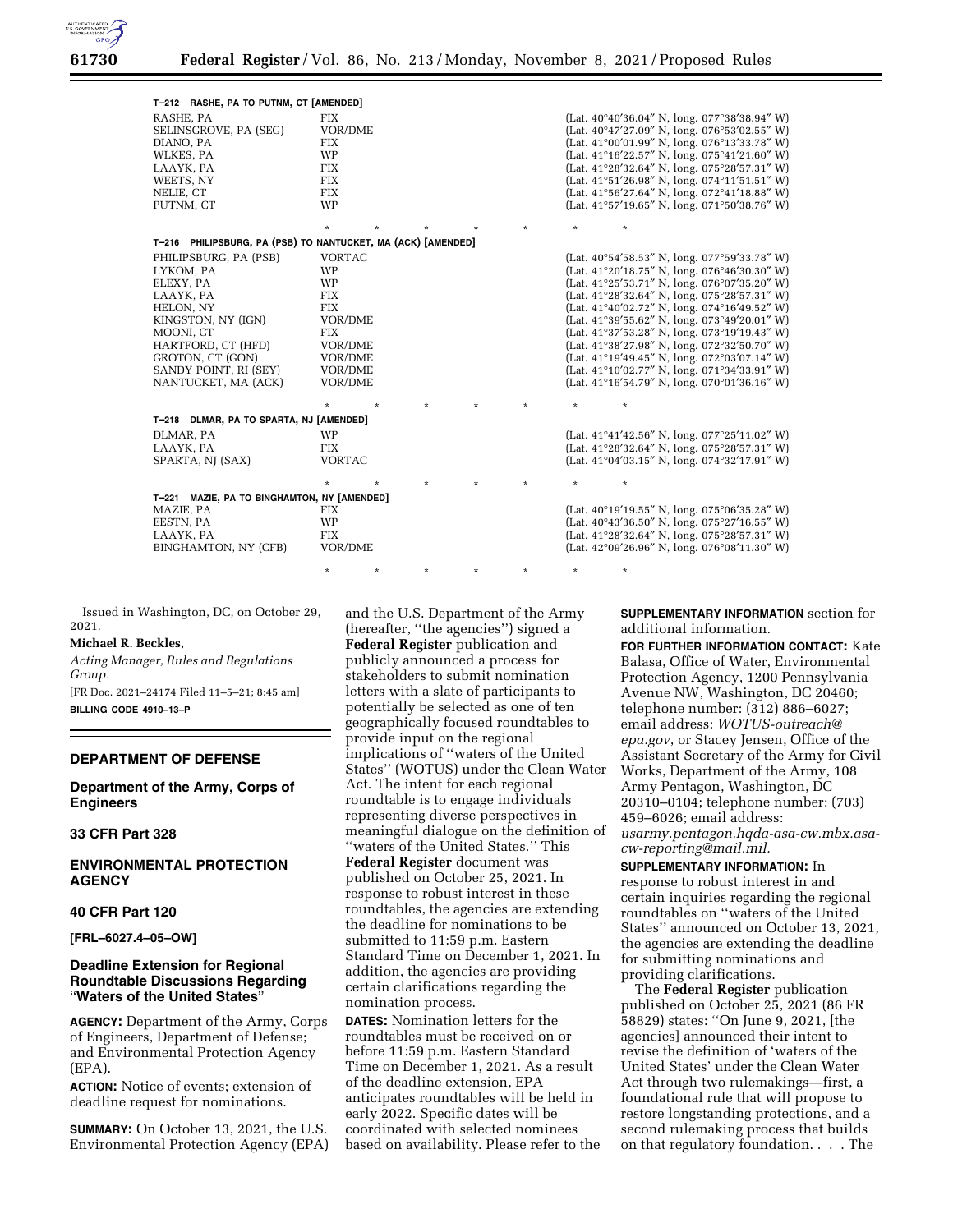**T–212 RASHE, PA TO PUTNM, CT [AMENDED]**

| | | |
|---|---|---|
| RASHE, PA | FIX | (Lat. 40°40′36.04″ N, long. 077°38′38.94″ W) |
| SELINSGROVE, PA (SEG) | VOR/DME | (Lat. 40°47′27.09″ N, long. 076°53′02.55″ W) |
| DIANO, PA | FIX | (Lat. 41°00′01.99″ N, long. 076°13′33.78″ W) |
| WLKES, PA | WP | (Lat. 41°16′22.57″ N, long. 075°41′21.60″ W) |
| LAAYK, PA | FIX | (Lat. 41°28′32.64″ N, long. 075°28′57.31″ W) |
| WEETS, NY | FIX | (Lat. 41°51′26.98″ N, long. 074°11′51.51″ W) |
| NELIE, CT | FIX | (Lat. 41°56′27.64″ N, long. 072°41′18.88″ W) |
| PUTNM, CT | WP | (Lat. 41°57′19.65″ N, long. 071°50′38.76″ W) |

\* \* \* \* \* \* \*

**T–216 PHILIPSBURG, PA (PSB) TO NANTUCKET, MA (ACK) [AMENDED]**

| | | |
|---|---|---|
| PHILIPSBURG, PA (PSB) | VORTAC | (Lat. 40°54′58.53″ N, long. 077°59′33.78″ W) |
| LYKOM, PA | WP | (Lat. 41°20′18.75″ N, long. 076°46′30.30″ W) |
| ELEXY, PA | WP | (Lat. 41°25′53.71″ N, long. 076°07′35.20″ W) |
| LAAYK, PA | FIX | (Lat. 41°28′32.64″ N, long. 075°28′57.31″ W) |
| HELON, NY | FIX | (Lat. 41°40′02.72″ N, long. 074°16′49.52″ W) |
| KINGSTON, NY (IGN) | VOR/DME | (Lat. 41°39′55.62″ N, long. 073°49′20.01″ W) |
| MOONI, CT | FIX | (Lat. 41°37′53.28″ N, long. 073°19′19.43″ W) |
| HARTFORD, CT (HFD) | VOR/DME | (Lat. 41°38′27.98″ N, long. 072°32′50.70″ W) |
| GROTON, CT (GON) | VOR/DME | (Lat. 41°19′49.45″ N, long. 072°03′07.14″ W) |
| SANDY POINT, RI (SEY) | VOR/DME | (Lat. 41°10′02.77″ N, long. 071°34′33.91″ W) |
| NANTUCKET, MA (ACK) | VOR/DME | (Lat. 41°16′54.79″ N, long. 070°01′36.16″ W) |

\* \* \* \* \* \* \*

**T–218 DLMAR, PA TO SPARTA, NJ [AMENDED]**

| | | |
|---|---|---|
| DLMAR, PA | WP | (Lat. 41°41′42.56″ N, long. 077°25′11.02″ W) |
| LAAYK, PA | FIX | (Lat. 41°28′32.64″ N, long. 075°28′57.31″ W) |
| SPARTA, NJ (SAX) | VORTAC | (Lat. 41°04′03.15″ N, long. 074°32′17.91″ W) |

\* \* \* \* \* \* \*

**T–221 MAZIE, PA TO BINGHAMTON, NY [AMENDED]**

| | | |
|---|---|---|
| MAZIE, PA | FIX | (Lat. 40°19′19.55″ N, long. 075°06′35.28″ W) |
| EESTN, PA | WP | (Lat. 40°43′36.50″ N, long. 075°27′16.55″ W) |
| LAAYK, PA | FIX | (Lat. 41°28′32.64″ N, long. 075°28′57.31″ W) |
| BINGHAMTON, NY (CFB) | VOR/DME | (Lat. 42°09′26.96″ N, long. 076°08′11.30″ W) |

\* \* \* \* \* \* \*

Issued in Washington, DC, on October 29, 2021.

**Michael R. Beckles,**

*Acting Manager, Rules and Regulations Group.*

[FR Doc. 2021–24174 Filed 11–5–21; 8:45 am]

**BILLING CODE 4910–13–P**

## DEPARTMENT OF DEFENSE

### Department of the Army, Corps of Engineers

### 33 CFR Part 328

## ENVIRONMENTAL PROTECTION AGENCY

### 40 CFR Part 120

**[FRL–6027.4–05–OW]**

### Deadline Extension for Regional Roundtable Discussions Regarding "Waters of the United States"

**AGENCY:** Department of the Army, Corps of Engineers, Department of Defense; and Environmental Protection Agency (EPA).

**ACTION:** Notice of events; extension of deadline request for nominations.

**SUMMARY:** On October 13, 2021, the U.S. Environmental Protection Agency (EPA) and the U.S. Department of the Army (hereafter, "the agencies") signed a **Federal Register** publication and publicly announced a process for stakeholders to submit nomination letters with a slate of participants to potentially be selected as one of ten geographically focused roundtables to provide input on the regional implications of "waters of the United States" (WOTUS) under the Clean Water Act. The intent for each regional roundtable is to engage individuals representing diverse perspectives in meaningful dialogue on the definition of "waters of the United States." This **Federal Register** document was published on October 25, 2021. In response to robust interest in these roundtables, the agencies are extending the deadline for nominations to be submitted to 11:59 p.m. Eastern Standard Time on December 1, 2021. In addition, the agencies are providing certain clarifications regarding the nomination process.

**DATES:** Nomination letters for the roundtables must be received on or before 11:59 p.m. Eastern Standard Time on December 1, 2021. As a result of the deadline extension, EPA anticipates roundtables will be held in early 2022. Specific dates will be coordinated with selected nominees based on availability. Please refer to the **SUPPLEMENTARY INFORMATION** section for additional information.

**FOR FURTHER INFORMATION CONTACT:** Kate Balasa, Office of Water, Environmental Protection Agency, 1200 Pennsylvania Avenue NW, Washington, DC 20460; telephone number: (312) 886–6027; email address: *WOTUS-outreach@epa.gov*, or Stacey Jensen, Office of the Assistant Secretary of the Army for Civil Works, Department of the Army, 108 Army Pentagon, Washington, DC 20310–0104; telephone number: (703) 459–6026; email address: *usarmy.pentagon.hqda-asa-cw.mbx.asa-cw-reporting@mail.mil.*

**SUPPLEMENTARY INFORMATION:** In response to robust interest in and certain inquiries regarding the regional roundtables on "waters of the United States" announced on October 13, 2021, the agencies are extending the deadline for submitting nominations and providing clarifications.

The **Federal Register** publication published on October 25, 2021 (86 FR 58829) states: "On June 9, 2021, [the agencies] announced their intent to revise the definition of 'waters of the United States' under the Clean Water Act through two rulemakings—first, a foundational rule that will propose to restore longstanding protections, and a second rulemaking process that builds on that regulatory foundation. . . . The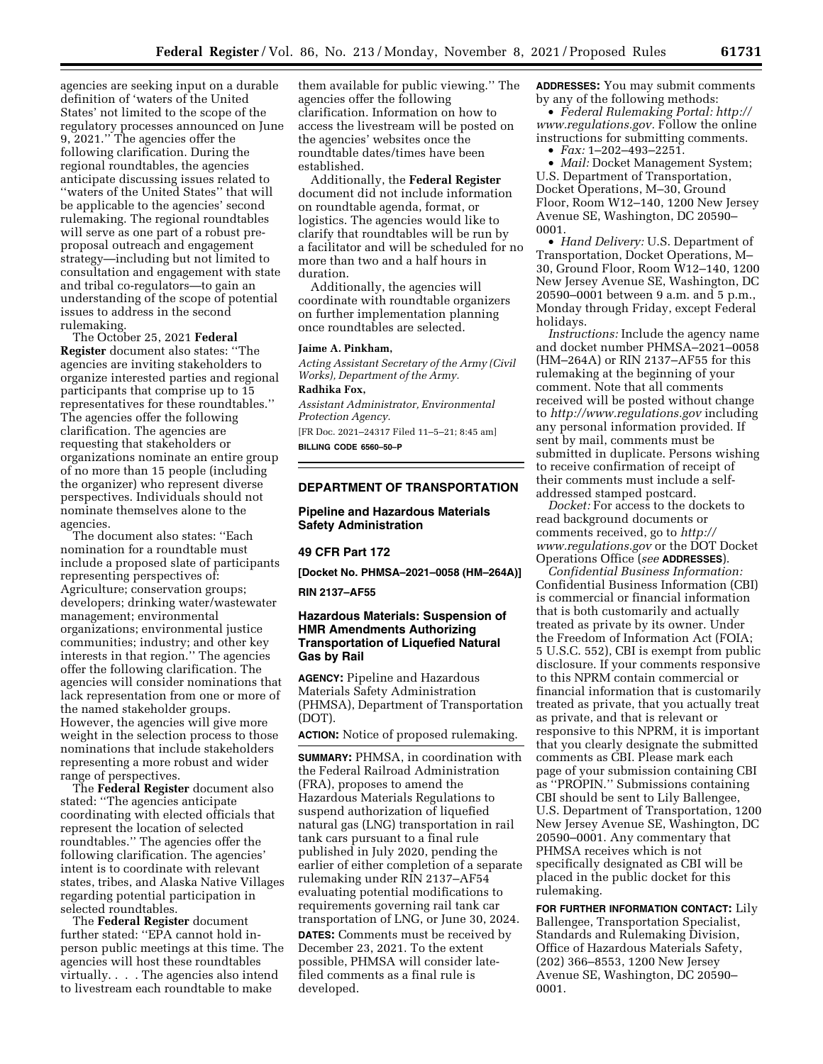agencies are seeking input on a durable definition of 'waters of the United States' not limited to the scope of the regulatory processes announced on June 9, 2021.'' The agencies offer the following clarification. During the regional roundtables, the agencies anticipate discussing issues related to ''waters of the United States'' that will be applicable to the agencies' second rulemaking. The regional roundtables will serve as one part of a robust pre-proposal outreach and engagement strategy—including but not limited to consultation and engagement with state and tribal co-regulators—to gain an understanding of the scope of potential issues to address in the second rulemaking.

The October 25, 2021 **Federal Register** document also states: ''The agencies are inviting stakeholders to organize interested parties and regional participants that comprise up to 15 representatives for these roundtables.'' The agencies offer the following clarification. The agencies are requesting that stakeholders or organizations nominate an entire group of no more than 15 people (including the organizer) who represent diverse perspectives. Individuals should not nominate themselves alone to the agencies.

The document also states: ''Each nomination for a roundtable must include a proposed slate of participants representing perspectives of: Agriculture; conservation groups; developers; drinking water/wastewater management; environmental organizations; environmental justice communities; industry; and other key interests in that region.'' The agencies offer the following clarification. The agencies will consider nominations that lack representation from one or more of the named stakeholder groups. However, the agencies will give more weight in the selection process to those nominations that include stakeholders representing a more robust and wider range of perspectives.

The **Federal Register** document also stated: ''The agencies anticipate coordinating with elected officials that represent the location of selected roundtables.'' The agencies offer the following clarification. The agencies' intent is to coordinate with relevant states, tribes, and Alaska Native Villages regarding potential participation in selected roundtables.

The **Federal Register** document further stated: ''EPA cannot hold in-person public meetings at this time. The agencies will host these roundtables virtually. . . . The agencies also intend to livestream each roundtable to make them available for public viewing.'' The agencies offer the following clarification. Information on how to access the livestream will be posted on the agencies' websites once the roundtable dates/times have been established.

Additionally, the **Federal Register** document did not include information on roundtable agenda, format, or logistics. The agencies would like to clarify that roundtables will be run by a facilitator and will be scheduled for no more than two and a half hours in duration.

Additionally, the agencies will coordinate with roundtable organizers on further implementation planning once roundtables are selected.

**Jaime A. Pinkham,**

*Acting Assistant Secretary of the Army (Civil Works), Department of the Army.*

**Radhika Fox,**

*Assistant Administrator, Environmental Protection Agency.*

[FR Doc. 2021–24317 Filed 11–5–21; 8:45 am]

**BILLING CODE 6560–50–P**

---

## DEPARTMENT OF TRANSPORTATION

### Pipeline and Hazardous Materials Safety Administration

### 49 CFR Part 172

**[Docket No. PHMSA–2021–0058 (HM–264A)]**

**RIN 2137–AF55**

### Hazardous Materials: Suspension of HMR Amendments Authorizing Transportation of Liquefied Natural Gas by Rail

**AGENCY:** Pipeline and Hazardous Materials Safety Administration (PHMSA), Department of Transportation (DOT).

**ACTION:** Notice of proposed rulemaking.

**SUMMARY:** PHMSA, in coordination with the Federal Railroad Administration (FRA), proposes to amend the Hazardous Materials Regulations to suspend authorization of liquefied natural gas (LNG) transportation in rail tank cars pursuant to a final rule published in July 2020, pending the earlier of either completion of a separate rulemaking under RIN 2137–AF54 evaluating potential modifications to requirements governing rail tank car transportation of LNG, or June 30, 2024.

**DATES:** Comments must be received by December 23, 2021. To the extent possible, PHMSA will consider late-filed comments as a final rule is developed.

**ADDRESSES:** You may submit comments by any of the following methods:

- *Federal Rulemaking Portal: http://www.regulations.gov.* Follow the online instructions for submitting comments.
- *Fax:* 1–202–493–2251.
- *Mail:* Docket Management System; U.S. Department of Transportation, Docket Operations, M–30, Ground Floor, Room W12–140, 1200 New Jersey Avenue SE, Washington, DC 20590–0001.
- *Hand Delivery:* U.S. Department of Transportation, Docket Operations, M–30, Ground Floor, Room W12–140, 1200 New Jersey Avenue SE, Washington, DC 20590–0001 between 9 a.m. and 5 p.m., Monday through Friday, except Federal holidays.

*Instructions:* Include the agency name and docket number PHMSA–2021–0058 (HM–264A) or RIN 2137–AF55 for this rulemaking at the beginning of your comment. Note that all comments received will be posted without change to *http://www.regulations.gov* including any personal information provided. If sent by mail, comments must be submitted in duplicate. Persons wishing to receive confirmation of receipt of their comments must include a self-addressed stamped postcard.

*Docket:* For access to the dockets to read background documents or comments received, go to *http://www.regulations.gov* or the DOT Docket Operations Office (*see* **ADDRESSES**).

*Confidential Business Information:* Confidential Business Information (CBI) is commercial or financial information that is both customarily and actually treated as private by its owner. Under the Freedom of Information Act (FOIA; 5 U.S.C. 552), CBI is exempt from public disclosure. If your comments responsive to this NPRM contain commercial or financial information that is customarily treated as private, that you actually treat as private, and that is relevant or responsive to this NPRM, it is important that you clearly designate the submitted comments as CBI. Please mark each page of your submission containing CBI as ''PROPIN.'' Submissions containing CBI should be sent to Lily Ballengee, U.S. Department of Transportation, 1200 New Jersey Avenue SE, Washington, DC 20590–0001. Any commentary that PHMSA receives which is not specifically designated as CBI will be placed in the public docket for this rulemaking.

**FOR FURTHER INFORMATION CONTACT:** Lily Ballengee, Transportation Specialist, Standards and Rulemaking Division, Office of Hazardous Materials Safety, (202) 366–8553, 1200 New Jersey Avenue SE, Washington, DC 20590–0001.